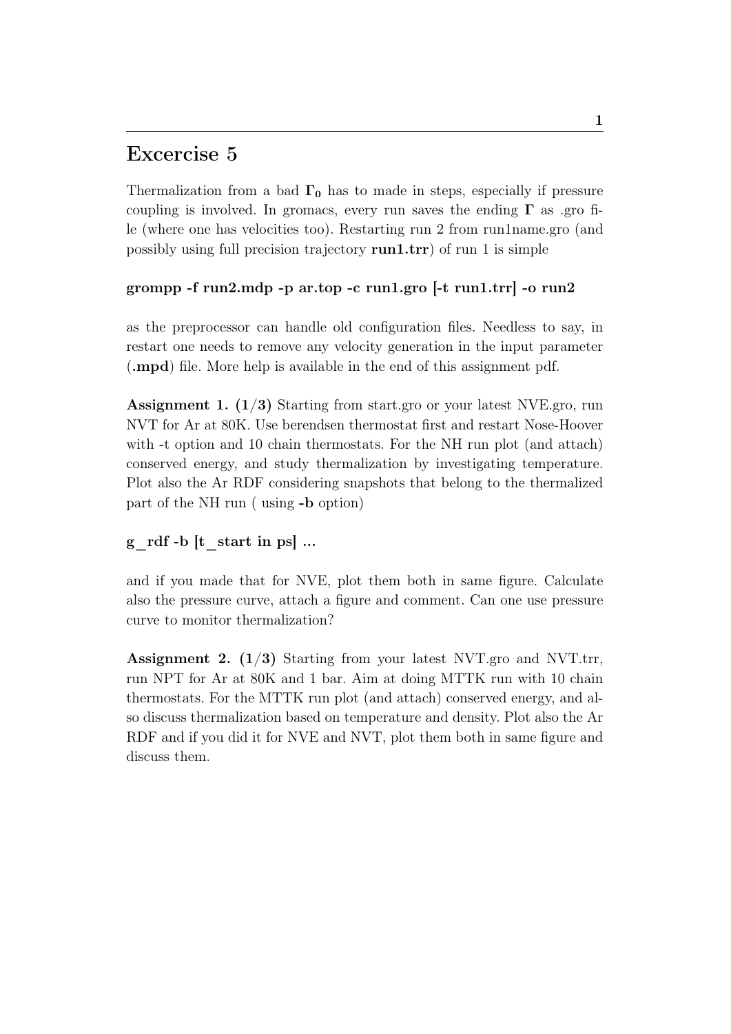# Excercise 5

Thermalization from a bad $\mathbf{\Gamma_0}$ has to made in steps, especially if pressure coupling is involved. In gromacs, every run saves the ending $\mathbf{\Gamma}$ as .gro file (where one has velocities too). Restarting run 2 from run1name.gro (and possibly using full precision trajectory **run1.trr**) of run 1 is simple

**grompp -f run2.mdp -p ar.top -c run1.gro [-t run1.trr] -o run2**

as the preprocessor can handle old configuration files. Needless to say, in restart one needs to remove any velocity generation in the input parameter (**.mpd**) file. More help is available in the end of this assignment pdf.

**Assignment 1. (1/3)** Starting from start.gro or your latest NVE.gro, run NVT for Ar at 80K. Use berendsen thermostat first and restart Nose-Hoover with -t option and 10 chain thermostats. For the NH run plot (and attach) conserved energy, and study thermalization by investigating temperature. Plot also the Ar RDF considering snapshots that belong to the thermalized part of the NH run ( using **-b** option)

**g_rdf -b [t_start in ps] ...**

and if you made that for NVE, plot them both in same figure. Calculate also the pressure curve, attach a figure and comment. Can one use pressure curve to monitor thermalization?

**Assignment 2. (1/3)** Starting from your latest NVT.gro and NVT.trr, run NPT for Ar at 80K and 1 bar. Aim at doing MTTK run with 10 chain thermostats. For the MTTK run plot (and attach) conserved energy, and also discuss thermalization based on temperature and density. Plot also the Ar RDF and if you did it for NVE and NVT, plot them both in same figure and discuss them.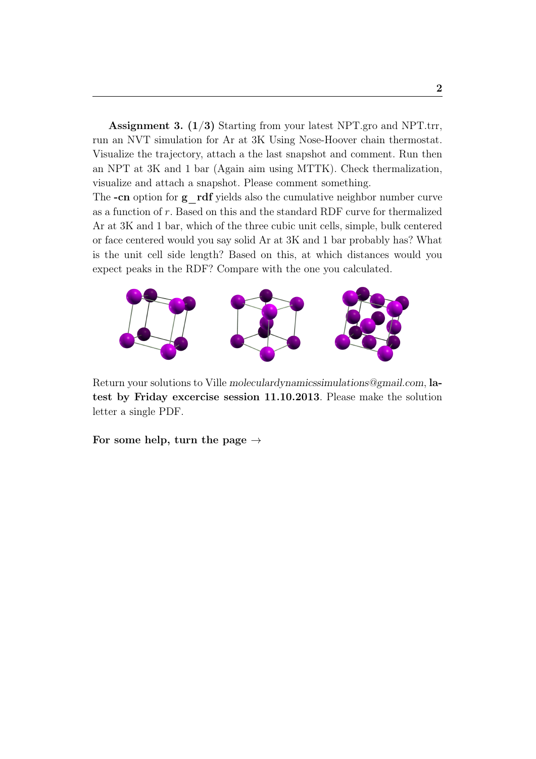**Assignment 3. (1/3)** Starting from your latest NPT.gro and NPT.trr, run an NVT simulation for Ar at 3K Using Nose-Hoover chain thermostat. Visualize the trajectory, attach a the last snapshot and comment. Run then an NPT at 3K and 1 bar (Again aim using MTTK). Check thermalization, visualize and attach a snapshot. Please comment something.

The **-cn** option for **g_rdf** yields also the cumulative neighbor number curve as a function of $r$. Based on this and the standard RDF curve for thermalized Ar at 3K and 1 bar, which of the three cubic unit cells, simple, bulk centered or face centered would you say solid Ar at 3K and 1 bar probably has? What is the unit cell side length? Based on this, at which distances would you expect peaks in the RDF? Compare with the one you calculated.

Return your solutions to Ville *moleculardynamicssimulations@gmail.com*, **latest by Friday excercise session 11.10.2013**. Please make the solution letter a single PDF.

**For some help, turn the page →**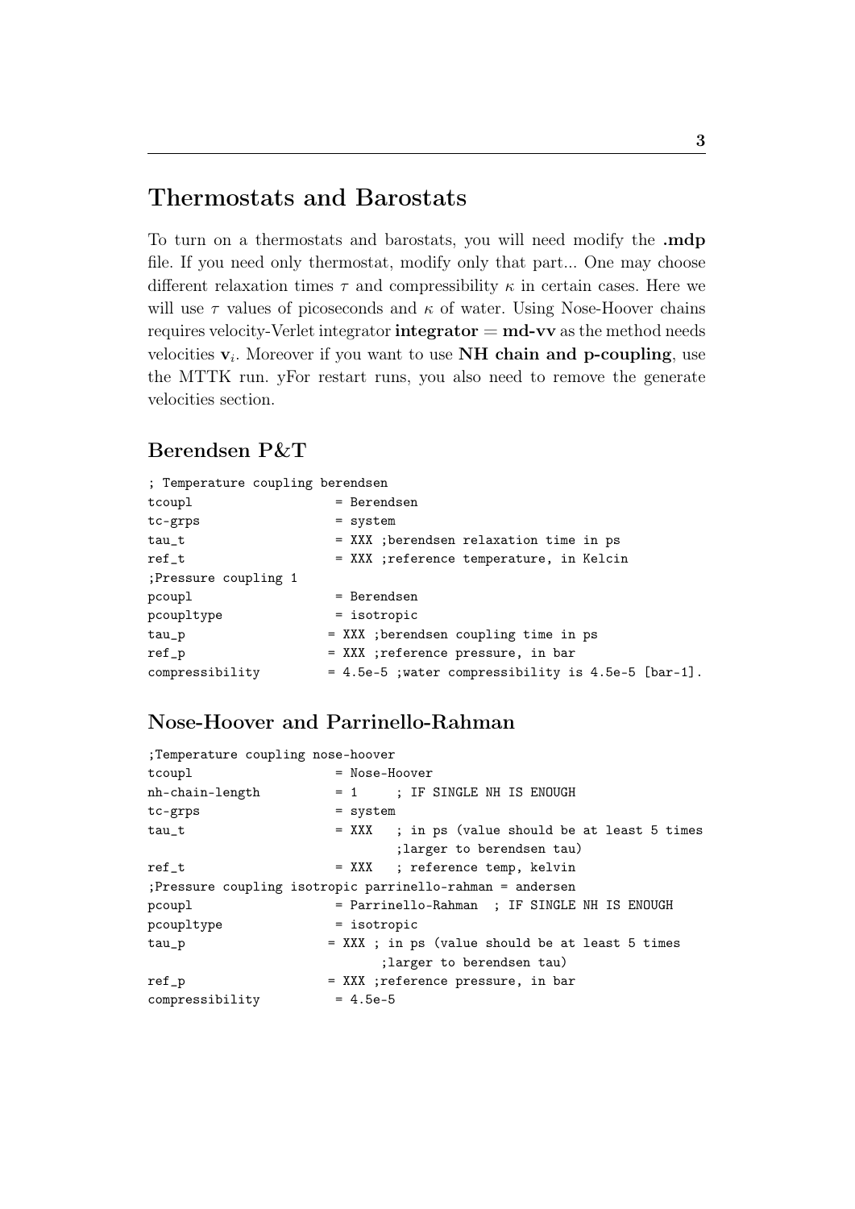# Thermostats and Barostats

To turn on a thermostats and barostats, you will need modify the **.mdp** file. If you need only thermostat, modify only that part... One may choose different relaxation times $\tau$ and compressibility $\kappa$ in certain cases. Here we will use $\tau$ values of picoseconds and $\kappa$ of water. Using Nose-Hoover chains requires velocity-Verlet integrator **integrator** = **md-vv** as the method needs velocities $\mathbf{v}_i$. Moreover if you want to use **NH chain and p-coupling**, use the MTTK run. yFor restart runs, you also need to remove the generate velocities section.

## Berendsen P&T

```
; Temperature coupling berendsen
tcoupl                   = Berendsen
tc-grps                  = system
tau_t                    = XXX ;berendsen relaxation time in ps
ref_t                    = XXX ;reference temperature, in Kelcin
;Pressure coupling 1
pcoupl                   = Berendsen
pcoupltype               = isotropic
tau_p                   = XXX ;berendsen coupling time in ps
ref_p                   = XXX ;reference pressure, in bar
compressibility         = 4.5e-5 ;water compressibility is 4.5e-5 [bar-1].
```

## Nose-Hoover and Parrinello-Rahman

```
;Temperature coupling nose-hoover
tcoupl                   = Nose-Hoover
nh-chain-length          = 1     ; IF SINGLE NH IS ENOUGH
tc-grps                  = system
tau_t                    = XXX   ; in ps (value should be at least 5 times
                                 ;larger to berendsen tau)
ref_t                    = XXX   ; reference temp, kelvin
;Pressure coupling isotropic parrinello-rahman = andersen
pcoupl                   = Parrinello-Rahman  ; IF SINGLE NH IS ENOUGH
pcoupltype               = isotropic
tau_p                   = XXX ; in ps (value should be at least 5 times
                               ;larger to berendsen tau)
ref_p                   = XXX ;reference pressure, in bar
compressibility          = 4.5e-5
```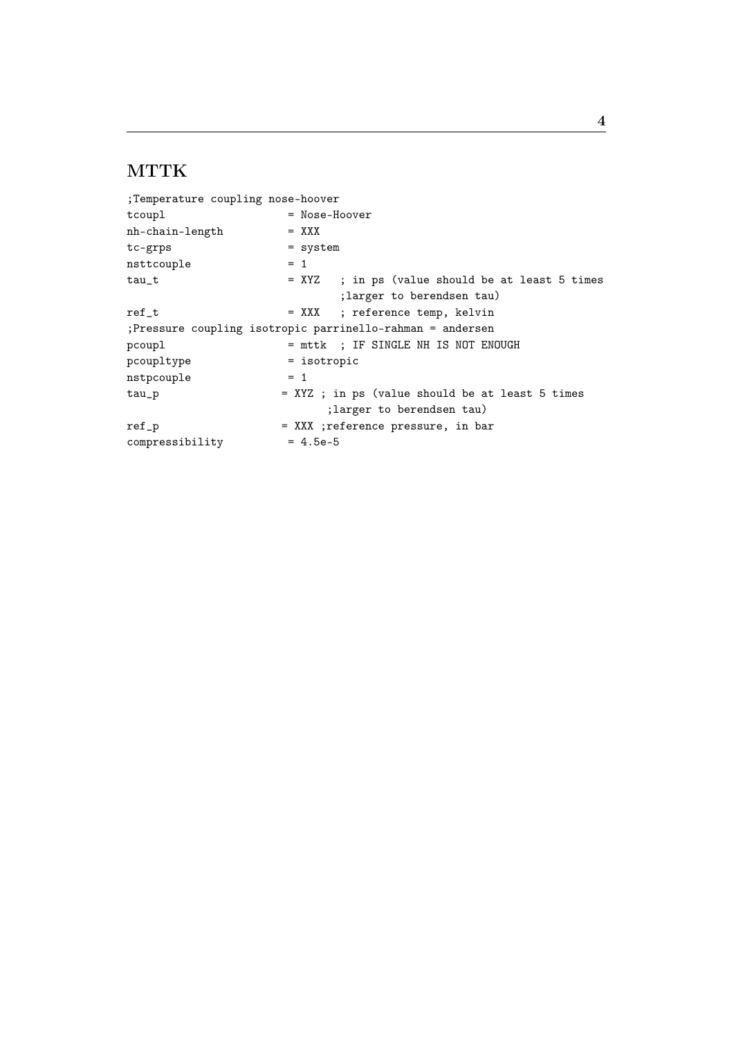## MTTK

```
;Temperature coupling nose-hoover
tcoupl                  = Nose-Hoover
nh-chain-length         = XXX
tc-grps                 = system
nsttcouple              = 1
tau_t                   = XYZ   ; in ps (value should be at least 5 times
                                ;larger to berendsen tau)
ref_t                   = XXX   ; reference temp, kelvin
;Pressure coupling isotropic parrinello-rahman = andersen
pcoupl                  = mttk  ; IF SINGLE NH IS NOT ENOUGH
pcoupltype              = isotropic
nstpcouple              = 1
tau_p                  = XYZ ; in ps (value should be at least 5 times
                              ;larger to berendsen tau)
ref_p                  = XXX ;reference pressure, in bar
compressibility         = 4.5e-5
```